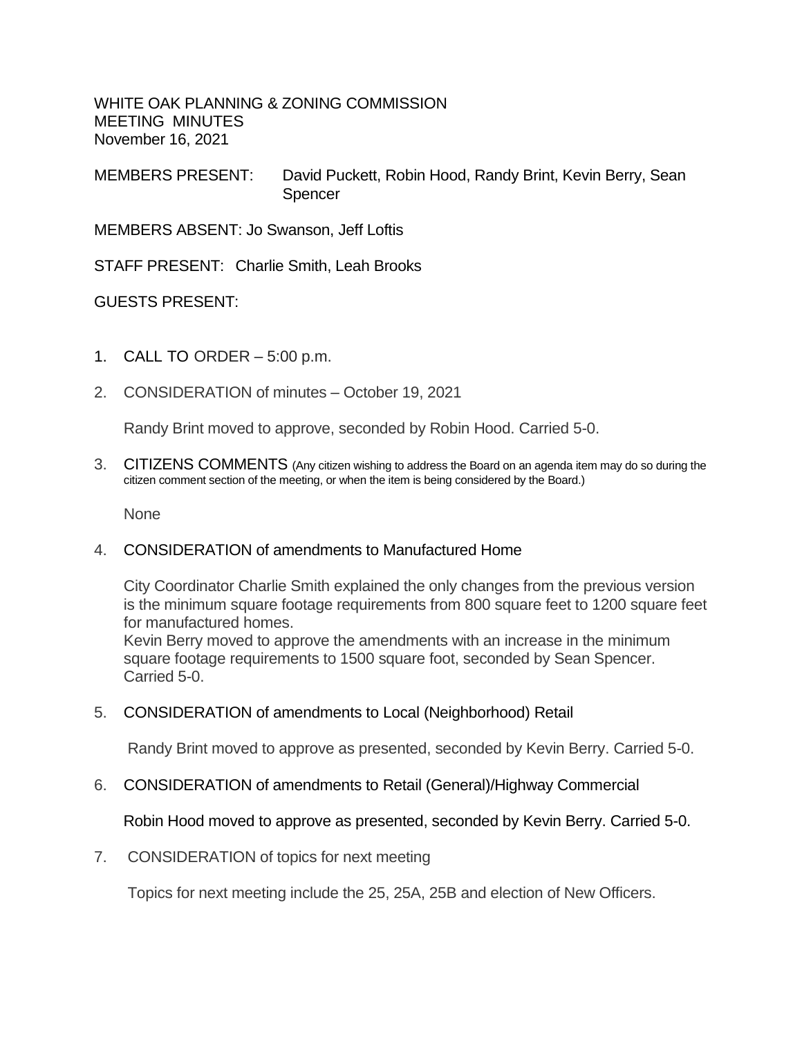WHITE OAK PLANNING & ZONING COMMISSION
MEETING MINUTES
November 16, 2021

MEMBERS PRESENT: David Puckett, Robin Hood, Randy Brint, Kevin Berry, Sean Spencer

MEMBERS ABSENT: Jo Swanson, Jeff Loftis

STAFF PRESENT: Charlie Smith, Leah Brooks

GUESTS PRESENT:

1. CALL TO ORDER – 5:00 p.m.

2. CONSIDERATION of minutes – October 19, 2021

   Randy Brint moved to approve, seconded by Robin Hood. Carried 5-0.

3. CITIZENS COMMENTS (Any citizen wishing to address the Board on an agenda item may do so during the citizen comment section of the meeting, or when the item is being considered by the Board.)

   None

4. CONSIDERATION of amendments to Manufactured Home

   City Coordinator Charlie Smith explained the only changes from the previous version is the minimum square footage requirements from 800 square feet to 1200 square feet for manufactured homes.
   Kevin Berry moved to approve the amendments with an increase in the minimum square footage requirements to 1500 square foot, seconded by Sean Spencer. Carried 5-0.

5. CONSIDERATION of amendments to Local (Neighborhood) Retail

   Randy Brint moved to approve as presented, seconded by Kevin Berry. Carried 5-0.

6. CONSIDERATION of amendments to Retail (General)/Highway Commercial

   Robin Hood moved to approve as presented, seconded by Kevin Berry. Carried 5-0.

7. CONSIDERATION of topics for next meeting

   Topics for next meeting include the 25, 25A, 25B and election of New Officers.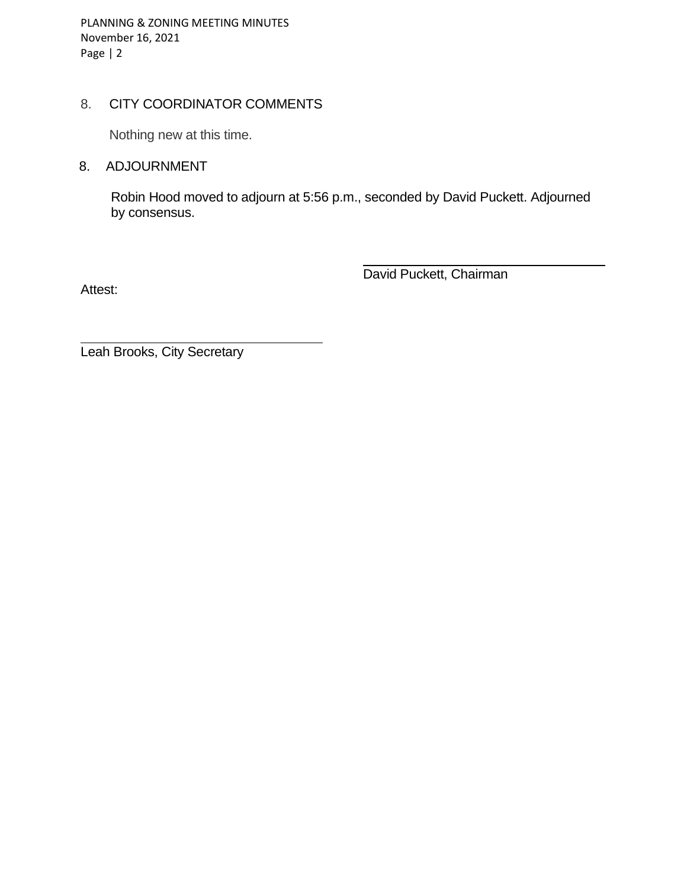## 8. CITY COORDINATOR COMMENTS

Nothing new at this time.

## 8. ADJOURNMENT

Robin Hood moved to adjourn at 5:56 p.m., seconded by David Puckett. Adjourned by consensus.

\_\_\_\_\_\_\_\_\_\_\_\_\_\_\_\_\_\_\_\_\_\_\_\_\_\_\_\_\_\_\_\_\_\_\_
David Puckett, Chairman

Attest:

\_\_\_\_\_\_\_\_\_\_\_\_\_\_\_\_\_\_\_\_\_\_\_\_\_\_\_\_\_\_\_\_\_\_\_
Leah Brooks, City Secretary